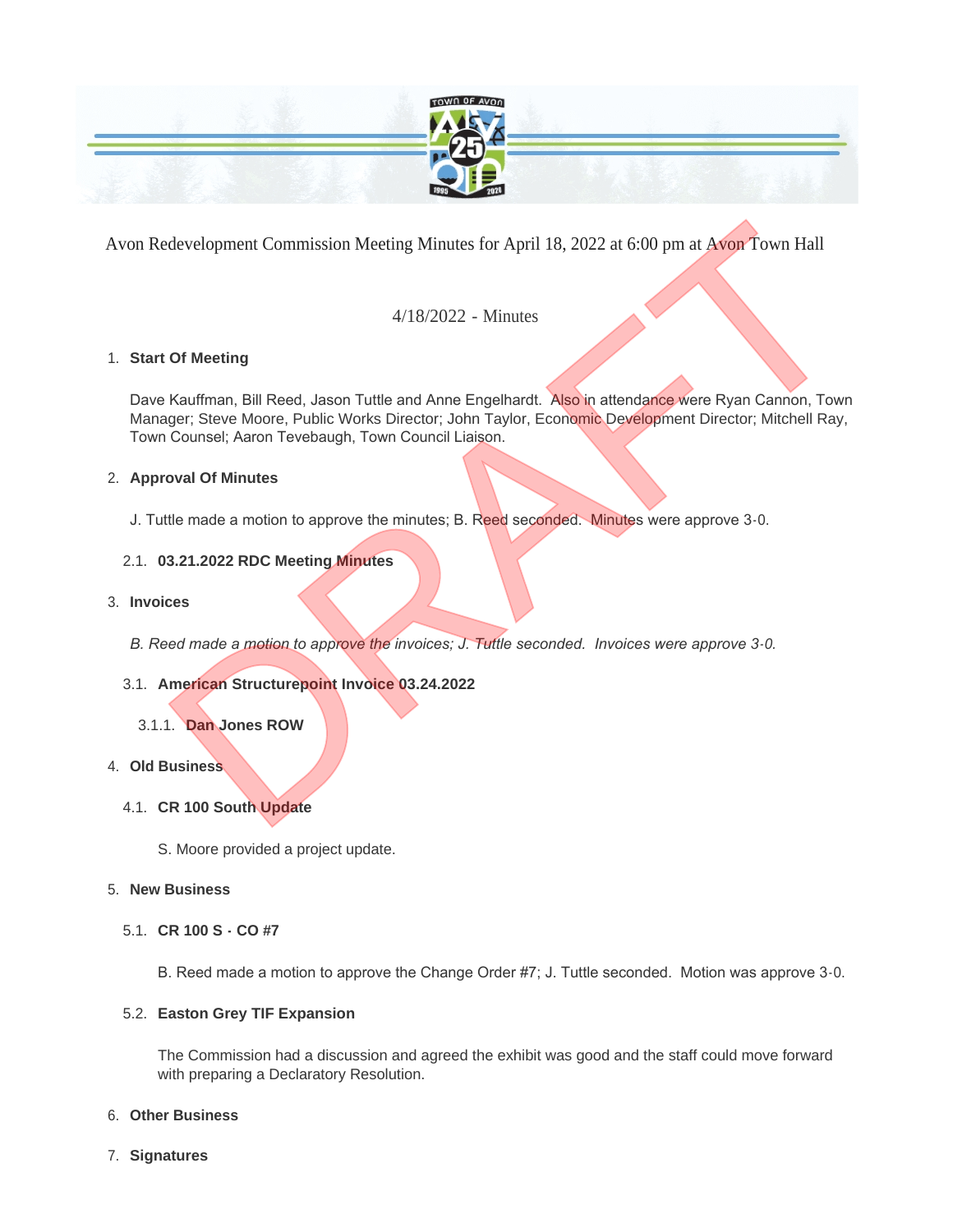Avon Redevelopment Commission Meeting Minutes for April 18, 2022 at 6:00 pm at Avon Town Hall

4/18/2022 - Minutes

1. **Start Of Meeting**

   Dave Kauffman, Bill Reed, Jason Tuttle and Anne Engelhardt. Also in attendance were Ryan Cannon, Town Manager; Steve Moore, Public Works Director; John Taylor, Economic Development Director; Mitchell Ray, Town Counsel; Aaron Tevebaugh, Town Council Liaison.

2. **Approval Of Minutes**

   J. Tuttle made a motion to approve the minutes; B. Reed seconded. Minutes were approve 3-0.

   2.1. **03.21.2022 RDC Meeting Minutes**

3. **Invoices**

   *B. Reed made a motion to approve the invoices; J. Tuttle seconded. Invoices were approve 3-0.*

   3.1. **American Structurepoint Invoice 03.24.2022**

   3.1.1. **Dan Jones ROW**

4. **Old Business**

   4.1. **CR 100 South Update**

   S. Moore provided a project update.

5. **New Business**

   5.1. **CR 100 S - CO #7**

   B. Reed made a motion to approve the Change Order #7; J. Tuttle seconded. Motion was approve 3-0.

   5.2. **Easton Grey TIF Expansion**

   The Commission had a discussion and agreed the exhibit was good and the staff could move forward with preparing a Declaratory Resolution.

6. **Other Business**

7. **Signatures**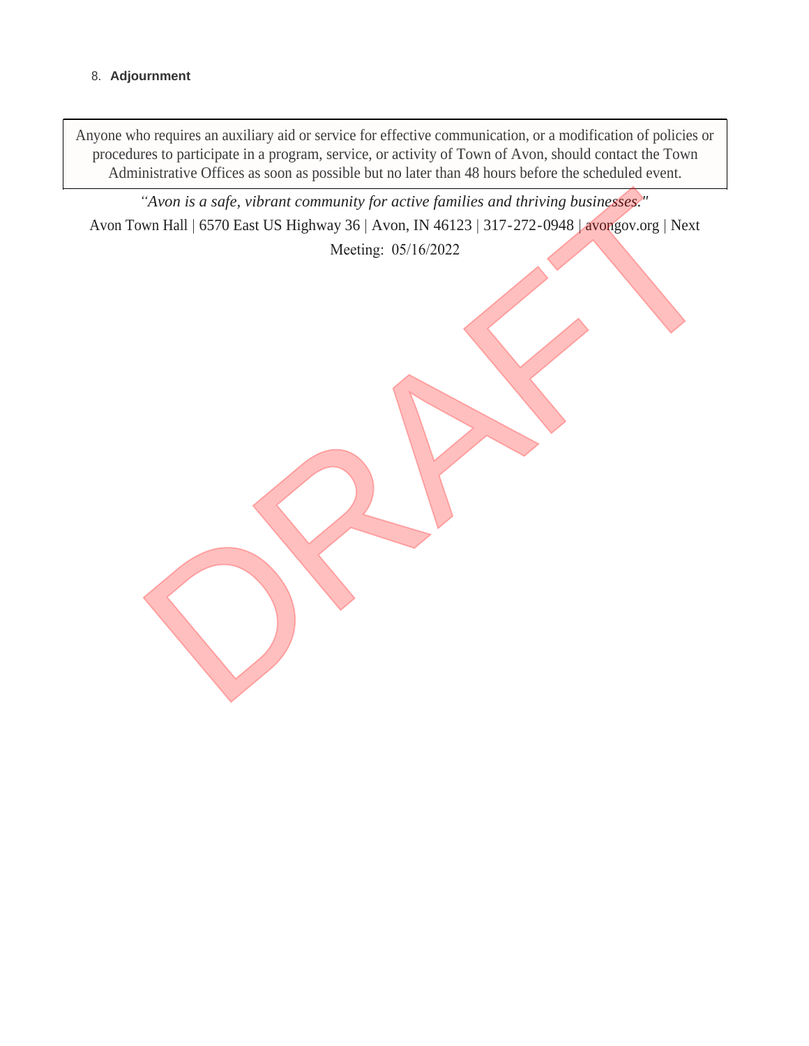8. **Adjournment**

Anyone who requires an auxiliary aid or service for effective communication, or a modification of policies or procedures to participate in a program, service, or activity of Town of Avon, should contact the Town Administrative Offices as soon as possible but no later than 48 hours before the scheduled event.

*"Avon is a safe, vibrant community for active families and thriving businesses."*

Avon Town Hall | 6570 East US Highway 36 | Avon, IN 46123 | 317-272-0948 | avongov.org | Next Meeting: 05/16/2022

DRAFT